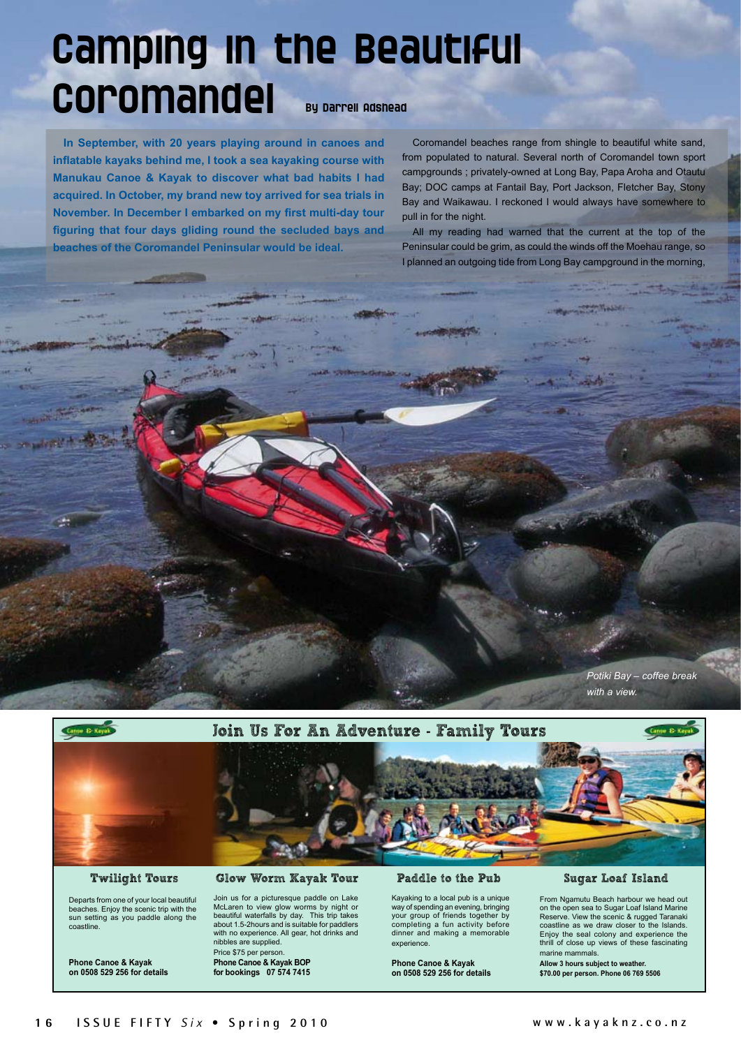# Camping in the Beautiful Coromandel

By Darrell Adshead

**In September, with 20 years playing around in canoes and inflatable kayaks behind me, I took a sea kayaking course with Manukau Canoe & Kayak to discover what bad habits I had acquired. In October, my brand new toy arrived for sea trials in November. In December I embarked on my first multi-day tour figuring that four days gliding round the secluded bays and beaches of the Coromandel Peninsular would be ideal.**

Coromandel beaches range from shingle to beautiful white sand, from populated to natural. Several north of Coromandel town sport campgrounds ; privately-owned at Long Bay, Papa Aroha and Otautu Bay; DOC camps at Fantail Bay, Port Jackson, Fletcher Bay, Stony Bay and Waikawau. I reckoned I would always have somewhere to pull in for the night.

All my reading had warned that the current at the top of the Peninsular could be grim, as could the winds off the Moehau range, so I planned an outgoing tide from Long Bay campground in the morning,

*Potiki Bay – coffee break with a view.*

## Join Us For An Adventure - Family Tours

### Twilight Tours

Departs from one of your local beautiful beaches. Enjoy the scenic trip with the sun setting as you paddle along the coastline.

**Phone Canoe & Kayak on 0508 529 256 for details**

### Glow Worm Kayak Tour

Join us for a picturesque paddle on Lake McLaren to view glow worms by night or beautiful waterfalls by day. This trip takes about 1.5-2hours and is suitable for paddlers with no experience. All gear, hot drinks and nibbles are supplied.

Price $75 per person.

**Phone Canoe & Kayak BOP for bookings 07 574 7415**

### Paddle to the Pub

Kayaking to a local pub is a unique way of spending an evening, bringing your group of friends together by completing a fun activity before dinner and making a memorable experience.

**Phone Canoe & Kayak on 0508 529 256 for details**

### Sugar Loaf Island

From Ngamutu Beach harbour we head out on the open sea to Sugar Loaf Island Marine Reserve. View the scenic & rugged Taranaki coastline as we draw closer to the Islands. Enjoy the seal colony and experience the thrill of close up views of these fascinating marine mammals.

**Allow 3 hours subject to weather.**
**$70.00 per person. Phone 06 769 5506**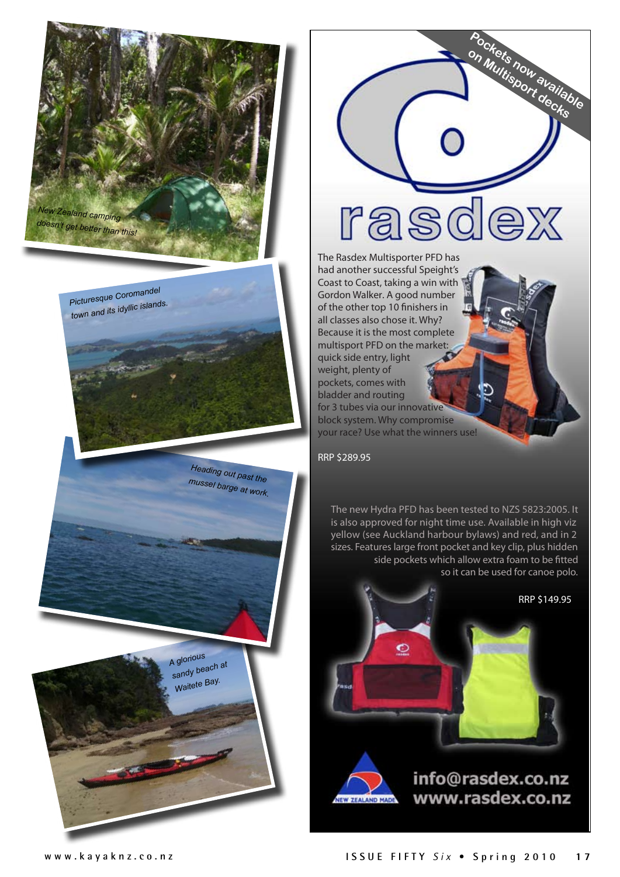New Zealand camping doesn't get better than this!

Picturesque Coromandel town and its idyllic islands.

Heading out past the mussel barge at work.

A glorious sandy beach at Waitete Bay.

Pockets now available on Multisport decks

# rasdex

The Rasdex Multisporter PFD has had another successful Speight's Coast to Coast, taking a win with Gordon Walker. A good number of the other top 10 finishers in all classes also chose it. Why? Because it is the most complete multisport PFD on the market: quick side entry, light weight, plenty of pockets, comes with bladder and routing for 3 tubes via our innovative block system. Why compromise your race? Use what the winners use!

RRP $289.95

The new Hydra PFD has been tested to NZS 5823:2005. It is also approved for night time use. Available in high viz yellow (see Auckland harbour bylaws) and red, and in 2 sizes. Features large front pocket and key clip, plus hidden side pockets which allow extra foam to be fitted so it can be used for canoe polo.

RRP $149.95

NEW ZEALAND MADE

**info@rasdex.co.nz**
**www.rasdex.co.nz**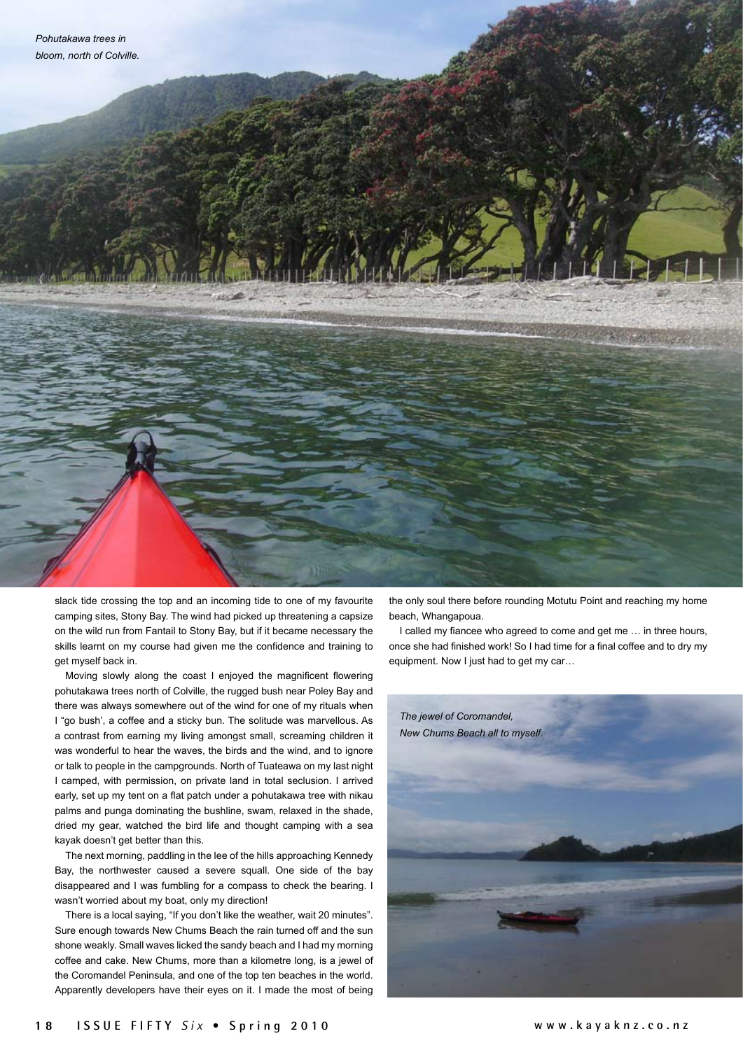*Pohutakawa trees in bloom, north of Colville.*

slack tide crossing the top and an incoming tide to one of my favourite camping sites, Stony Bay. The wind had picked up threatening a capsize on the wild run from Fantail to Stony Bay, but if it became necessary the skills learnt on my course had given me the confidence and training to get myself back in.

Moving slowly along the coast I enjoyed the magnificent flowering pohutakawa trees north of Colville, the rugged bush near Poley Bay and there was always somewhere out of the wind for one of my rituals when I "go bush', a coffee and a sticky bun. The solitude was marvellous. As a contrast from earning my living amongst small, screaming children it was wonderful to hear the waves, the birds and the wind, and to ignore or talk to people in the campgrounds. North of Tuateawa on my last night I camped, with permission, on private land in total seclusion. I arrived early, set up my tent on a flat patch under a pohutakawa tree with nikau palms and punga dominating the bushline, swam, relaxed in the shade, dried my gear, watched the bird life and thought camping with a sea kayak doesn't get better than this.

The next morning, paddling in the lee of the hills approaching Kennedy Bay, the northwester caused a severe squall. One side of the bay disappeared and I was fumbling for a compass to check the bearing. I wasn't worried about my boat, only my direction!

There is a local saying, "If you don't like the weather, wait 20 minutes". Sure enough towards New Chums Beach the rain turned off and the sun shone weakly. Small waves licked the sandy beach and I had my morning coffee and cake. New Chums, more than a kilometre long, is a jewel of the Coromandel Peninsula, and one of the top ten beaches in the world. Apparently developers have their eyes on it. I made the most of being the only soul there before rounding Motutu Point and reaching my home beach, Whangapoua.

I called my fiancee who agreed to come and get me … in three hours, once she had finished work! So I had time for a final coffee and to dry my equipment. Now I just had to get my car…

*The jewel of Coromandel, New Chums Beach all to myself.*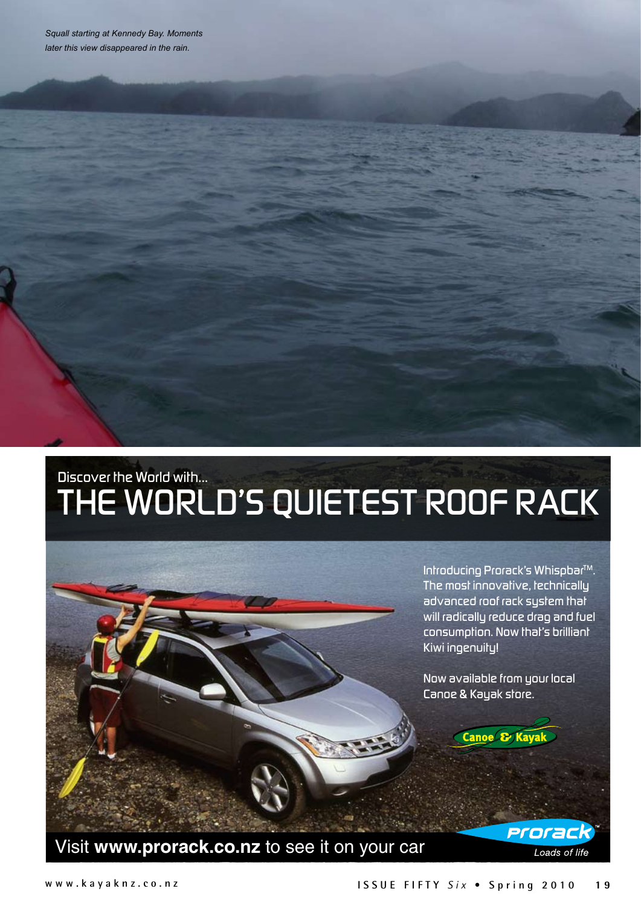*Squall starting at Kennedy Bay. Moments later this view disappeared in the rain.*

Discover the World with...

# THE WORLD'S QUIETEST ROOF RACK

Introducing Prorack's Whispbar™. The most innovative, technically advanced roof rack system that will radically reduce drag and fuel consumption. Now that's brilliant Kiwi ingenuity!

Now available from your local Canoe & Kayak store.

Canoe & Kayak

Visit **www.prorack.co.nz** to see it on your car

prorack™

*Loads of life*